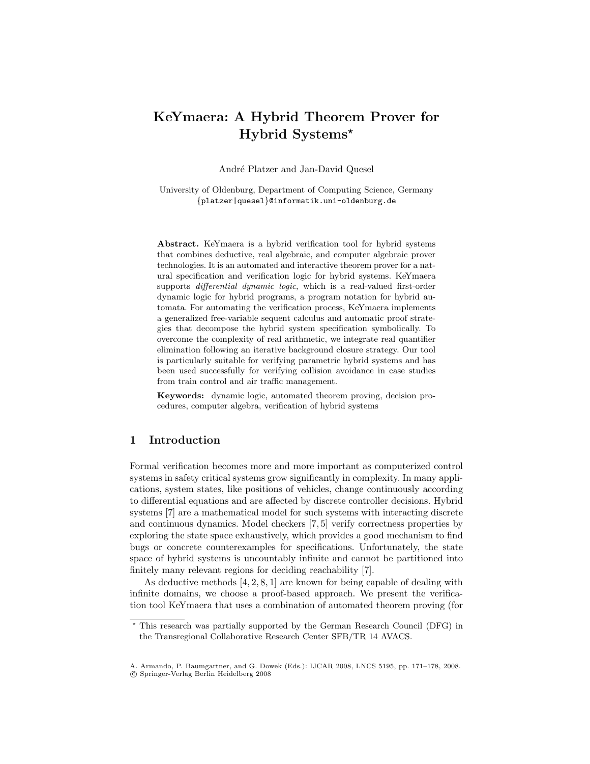# KeYmaera: A Hybrid Theorem Prover for Hybrid Systems*

André Platzer and Jan-David Quesel

University of Oldenburg, Department of Computing Science, Germany
{platzer|quesel}@informatik.uni-oldenburg.de

**Abstract.** KeYmaera is a hybrid verification tool for hybrid systems that combines deductive, real algebraic, and computer algebraic prover technologies. It is an automated and interactive theorem prover for a natural specification and verification logic for hybrid systems. KeYmaera supports *differential dynamic logic*, which is a real-valued first-order dynamic logic for hybrid programs, a program notation for hybrid automata. For automating the verification process, KeYmaera implements a generalized free-variable sequent calculus and automatic proof strategies that decompose the hybrid system specification symbolically. To overcome the complexity of real arithmetic, we integrate real quantifier elimination following an iterative background closure strategy. Our tool is particularly suitable for verifying parametric hybrid systems and has been used successfully for verifying collision avoidance in case studies from train control and air traffic management.

**Keywords:** dynamic logic, automated theorem proving, decision procedures, computer algebra, verification of hybrid systems

## 1 Introduction

Formal verification becomes more and more important as computerized control systems in safety critical systems grow significantly in complexity. In many applications, system states, like positions of vehicles, change continuously according to differential equations and are affected by discrete controller decisions. Hybrid systems [7] are a mathematical model for such systems with interacting discrete and continuous dynamics. Model checkers [7, 5] verify correctness properties by exploring the state space exhaustively, which provides a good mechanism to find bugs or concrete counterexamples for specifications. Unfortunately, the state space of hybrid systems is uncountably infinite and cannot be partitioned into finitely many relevant regions for deciding reachability [7].

As deductive methods [4, 2, 8, 1] are known for being capable of dealing with infinite domains, we choose a proof-based approach. We present the verification tool KeYmaera that uses a combination of automated theorem proving (for

* This research was partially supported by the German Research Council (DFG) in the Transregional Collaborative Research Center SFB/TR 14 AVACS.

A. Armando, P. Baumgartner, and G. Dowek (Eds.): IJCAR 2008, LNCS 5195, pp. 171–178, 2008.
© Springer-Verlag Berlin Heidelberg 2008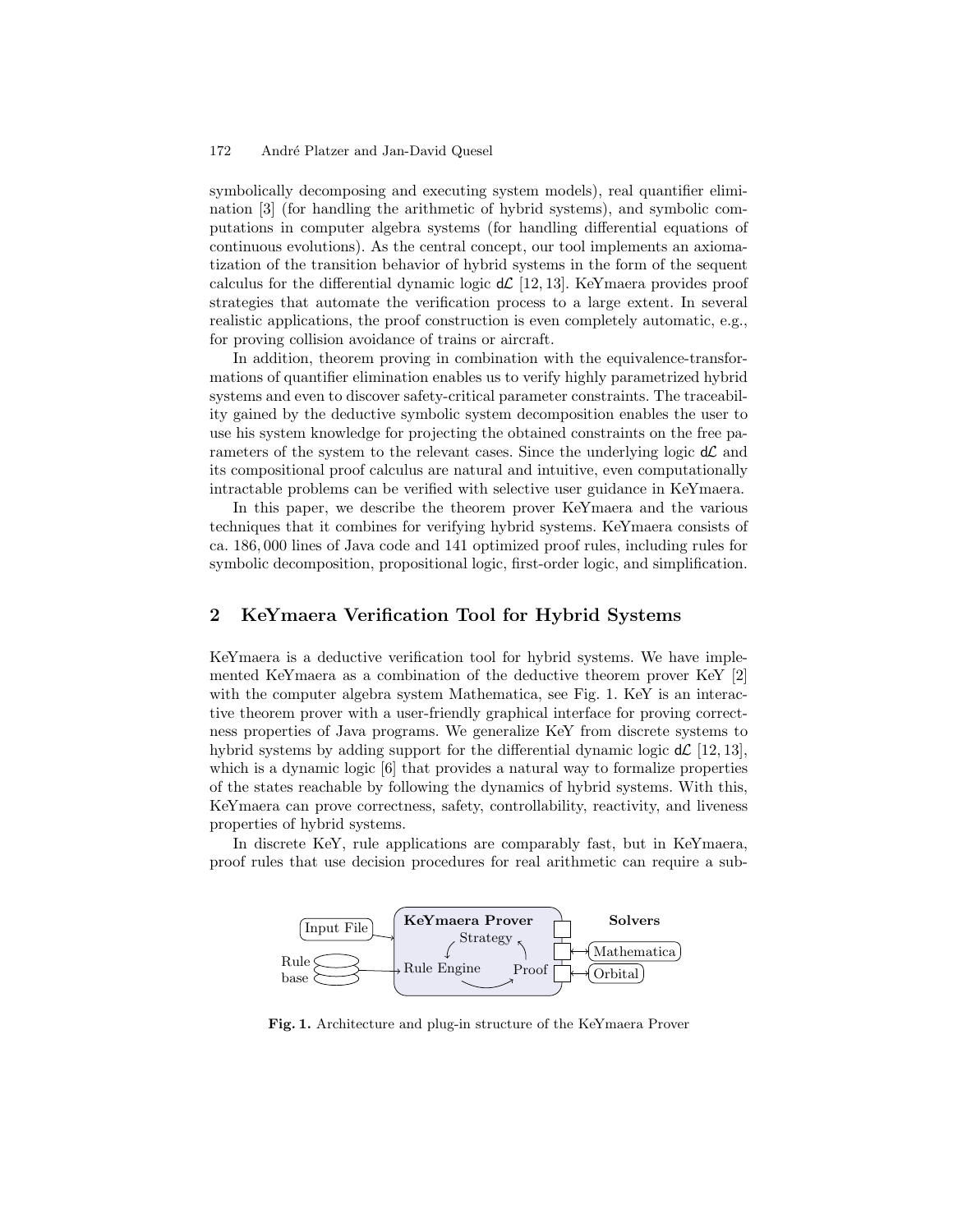symbolically decomposing and executing system models), real quantifier elimination [3] (for handling the arithmetic of hybrid systems), and symbolic computations in computer algebra systems (for handling differential equations of continuous evolutions). As the central concept, our tool implements an axiomatization of the transition behavior of hybrid systems in the form of the sequent calculus for the differential dynamic logic $\mathsf{d}\mathcal{L}$ [12, 13]. KeYmaera provides proof strategies that automate the verification process to a large extent. In several realistic applications, the proof construction is even completely automatic, e.g., for proving collision avoidance of trains or aircraft.

In addition, theorem proving in combination with the equivalence-transformations of quantifier elimination enables us to verify highly parametrized hybrid systems and even to discover safety-critical parameter constraints. The traceability gained by the deductive symbolic system decomposition enables the user to use his system knowledge for projecting the obtained constraints on the free parameters of the system to the relevant cases. Since the underlying logic $\mathsf{d}\mathcal{L}$ and its compositional proof calculus are natural and intuitive, even computationally intractable problems can be verified with selective user guidance in KeYmaera.

In this paper, we describe the theorem prover KeYmaera and the various techniques that it combines for verifying hybrid systems. KeYmaera consists of ca. 186,000 lines of Java code and 141 optimized proof rules, including rules for symbolic decomposition, propositional logic, first-order logic, and simplification.

## 2 KeYmaera Verification Tool for Hybrid Systems

KeYmaera is a deductive verification tool for hybrid systems. We have implemented KeYmaera as a combination of the deductive theorem prover KeY [2] with the computer algebra system Mathematica, see Fig. 1. KeY is an interactive theorem prover with a user-friendly graphical interface for proving correctness properties of Java programs. We generalize KeY from discrete systems to hybrid systems by adding support for the differential dynamic logic $\mathsf{d}\mathcal{L}$ [12, 13], which is a dynamic logic [6] that provides a natural way to formalize properties of the states reachable by following the dynamics of hybrid systems. With this, KeYmaera can prove correctness, safety, controllability, reactivity, and liveness properties of hybrid systems.

In discrete KeY, rule applications are comparably fast, but in KeYmaera, proof rules that use decision procedures for real arithmetic can require a sub-

**Fig. 1.** Architecture and plug-in structure of the KeYmaera Prover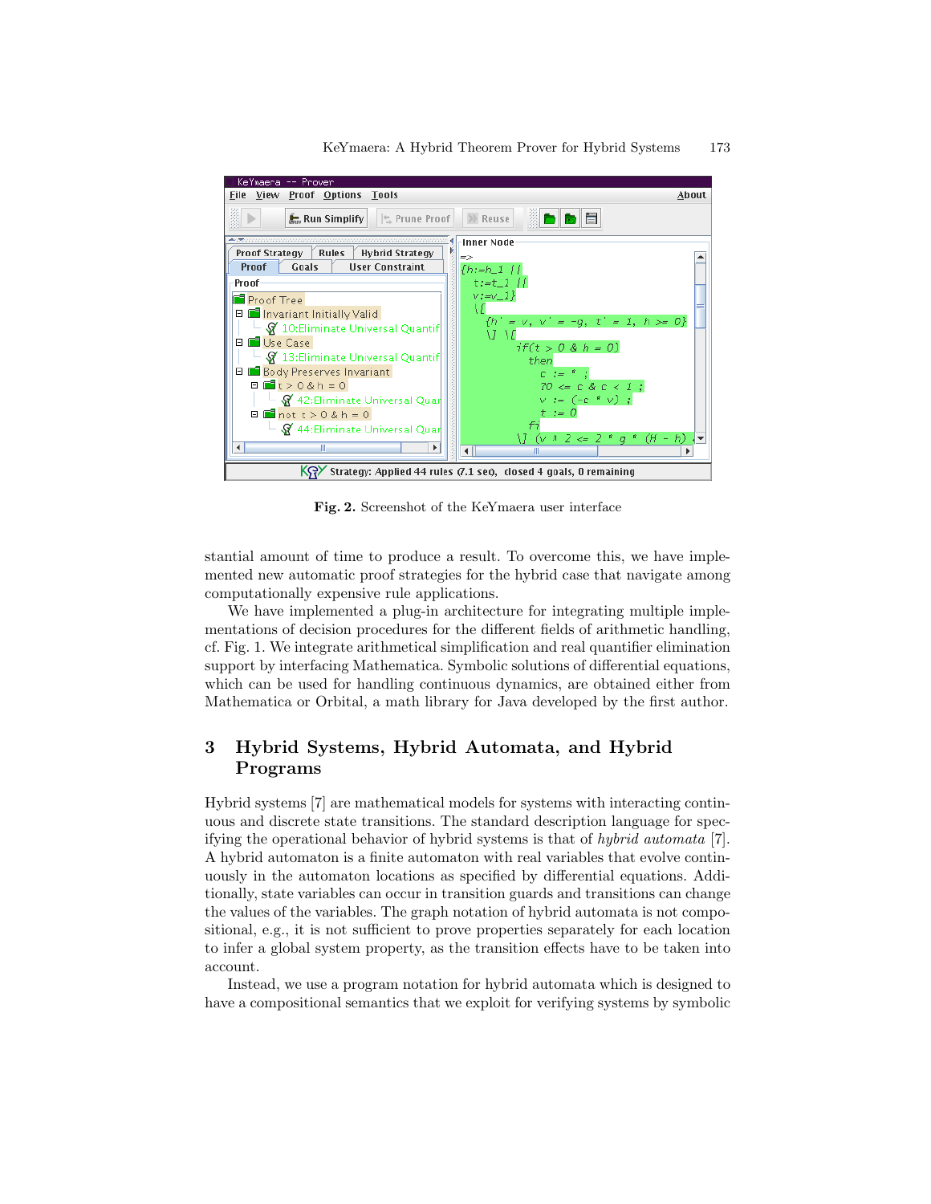Fig. 2. Screenshot of the KeYmaera user interface

stantial amount of time to produce a result. To overcome this, we have implemented new automatic proof strategies for the hybrid case that navigate among computationally expensive rule applications.

We have implemented a plug-in architecture for integrating multiple implementations of decision procedures for the different fields of arithmetic handling, cf. Fig. 1. We integrate arithmetical simplification and real quantifier elimination support by interfacing Mathematica. Symbolic solutions of differential equations, which can be used for handling continuous dynamics, are obtained either from Mathematica or Orbital, a math library for Java developed by the first author.

## 3 Hybrid Systems, Hybrid Automata, and Hybrid Programs

Hybrid systems [7] are mathematical models for systems with interacting continuous and discrete state transitions. The standard description language for specifying the operational behavior of hybrid systems is that of *hybrid automata* [7]. A hybrid automaton is a finite automaton with real variables that evolve continuously in the automaton locations as specified by differential equations. Additionally, state variables can occur in transition guards and transitions can change the values of the variables. The graph notation of hybrid automata is not compositional, e.g., it is not sufficient to prove properties separately for each location to infer a global system property, as the transition effects have to be taken into account.

Instead, we use a program notation for hybrid automata which is designed to have a compositional semantics that we exploit for verifying systems by symbolic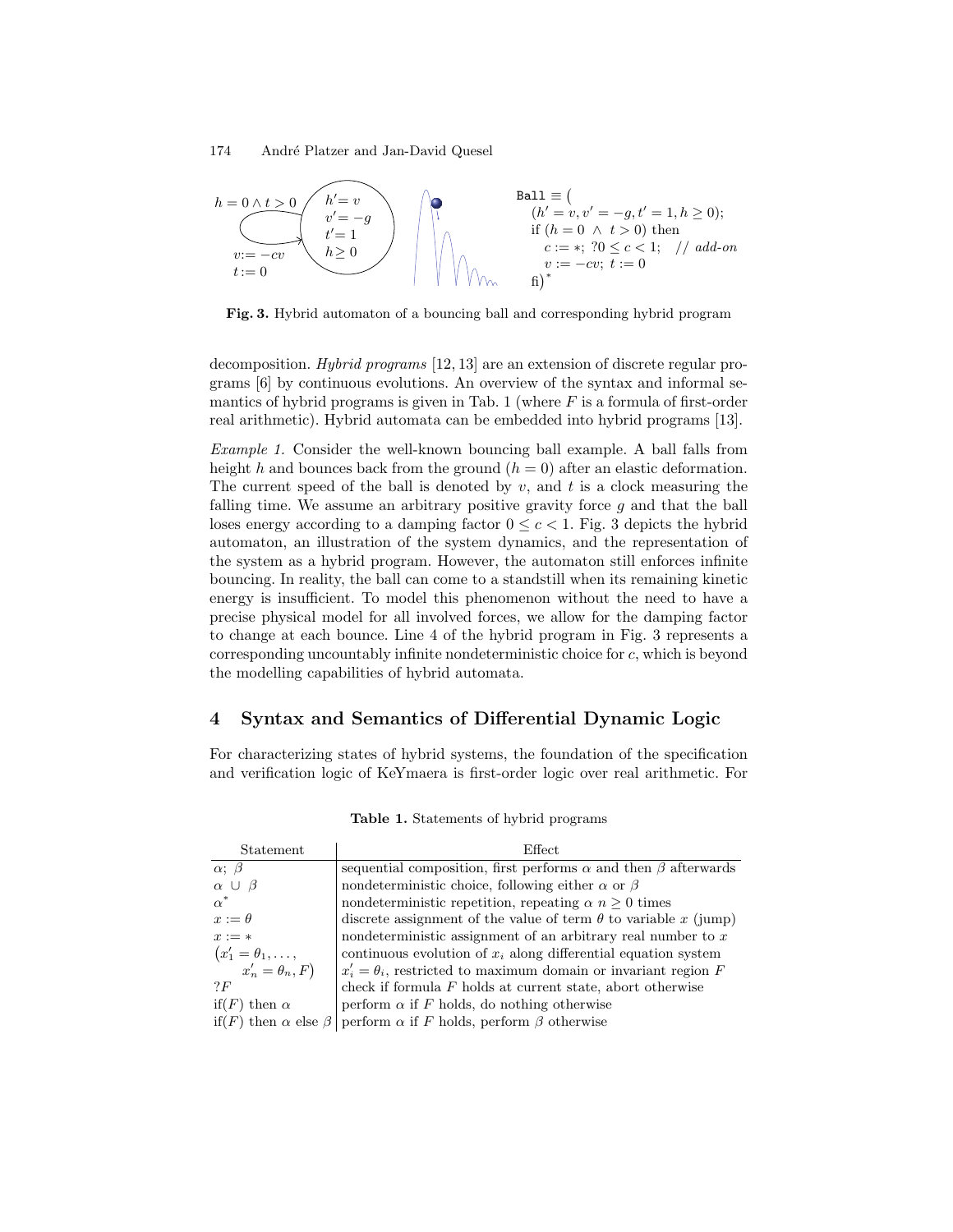```
Ball ≡ (
   (h' = v, v' = −g, t' = 1, h ≥ 0);
   if (h = 0 ∧ t > 0) then
      c := ∗; ?0 ≤ c < 1;   // add-on
      v := −cv; t := 0
   fi)*
```

**Fig. 3.** Hybrid automaton of a bouncing ball and corresponding hybrid program

decomposition. *Hybrid programs* [12, 13] are an extension of discrete regular programs [6] by continuous evolutions. An overview of the syntax and informal semantics of hybrid programs is given in Tab. 1 (where $F$ is a formula of first-order real arithmetic). Hybrid automata can be embedded into hybrid programs [13].

*Example 1.* Consider the well-known bouncing ball example. A ball falls from height $h$ and bounces back from the ground ($h = 0$) after an elastic deformation. The current speed of the ball is denoted by $v$, and $t$ is a clock measuring the falling time. We assume an arbitrary positive gravity force $g$ and that the ball loses energy according to a damping factor $0 \leq c < 1$. Fig. 3 depicts the hybrid automaton, an illustration of the system dynamics, and the representation of the system as a hybrid program. However, the automaton still enforces infinite bouncing. In reality, the ball can come to a standstill when its remaining kinetic energy is insufficient. To model this phenomenon without the need to have a precise physical model for all involved forces, we allow for the damping factor to change at each bounce. Line 4 of the hybrid program in Fig. 3 represents a corresponding uncountably infinite nondeterministic choice for $c$, which is beyond the modelling capabilities of hybrid automata.

## 4 Syntax and Semantics of Differential Dynamic Logic

For characterizing states of hybrid systems, the foundation of the specification and verification logic of KeYmaera is first-order logic over real arithmetic. For

**Table 1.** Statements of hybrid programs

| Statement | Effect |
|---|---|
| $\alpha;\ \beta$ | sequential composition, first performs $\alpha$ and then $\beta$ afterwards |
| $\alpha\ \cup\ \beta$ | nondeterministic choice, following either $\alpha$ or $\beta$ |
| $\alpha^*$ | nondeterministic repetition, repeating $\alpha$ $n \geq 0$ times |
| $x := \theta$ | discrete assignment of the value of term $\theta$ to variable $x$ (jump) |
| $x := *$ | nondeterministic assignment of an arbitrary real number to $x$ |
| $(x_1' = \theta_1, \dots, x_n' = \theta_n, F)$ | continuous evolution of $x_i$ along differential equation system $x_i' = \theta_i$, restricted to maximum domain or invariant region $F$ |
| $?F$ | check if formula $F$ holds at current state, abort otherwise |
| if($F$) then $\alpha$ | perform $\alpha$ if $F$ holds, do nothing otherwise |
| if($F$) then $\alpha$ else $\beta$ | perform $\alpha$ if $F$ holds, perform $\beta$ otherwise |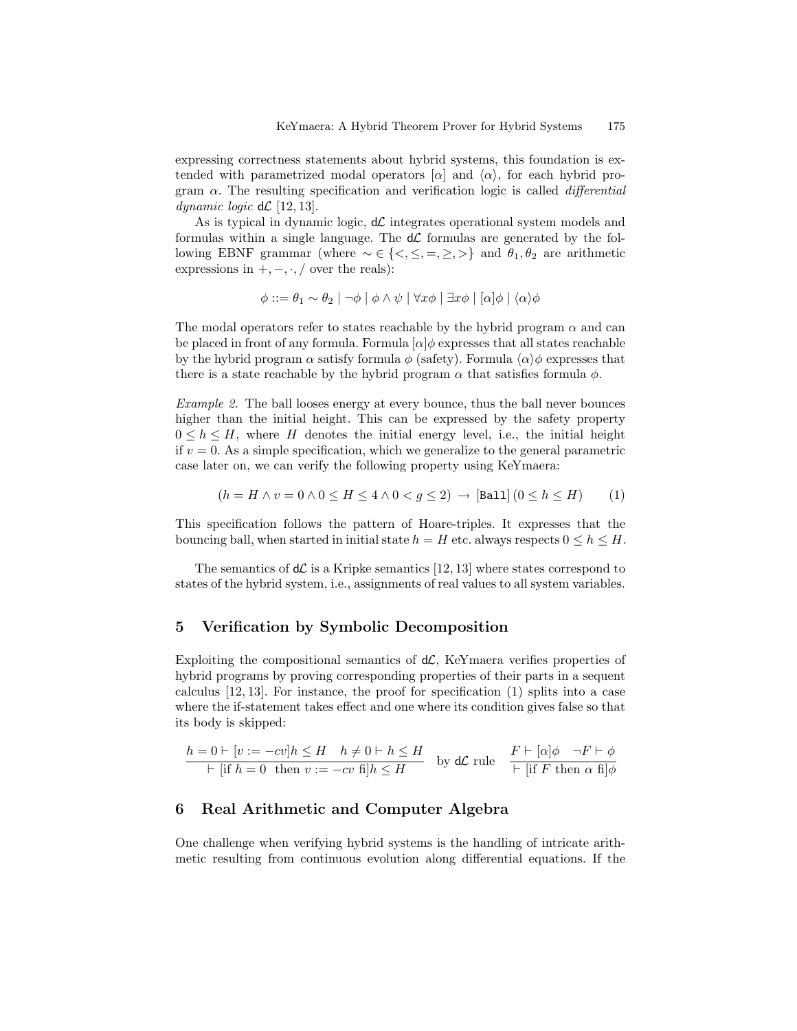expressing correctness statements about hybrid systems, this foundation is extended with parametrized modal operators $[\alpha]$ and $\langle\alpha\rangle$, for each hybrid program $\alpha$. The resulting specification and verification logic is called *differential dynamic logic* $\mathsf{d}\mathcal{L}$ [12, 13].

As is typical in dynamic logic, $\mathsf{d}\mathcal{L}$ integrates operational system models and formulas within a single language. The $\mathsf{d}\mathcal{L}$ formulas are generated by the following EBNF grammar (where $\sim \in \{<, \leq, =, \geq, >\}$ and $\theta_1, \theta_2$ are arithmetic expressions in $+, -, \cdot, /$ over the reals):

$$\phi ::= \theta_1 \sim \theta_2 \mid \neg\phi \mid \phi \wedge \psi \mid \forall x \phi \mid \exists x \phi \mid [\alpha]\phi \mid \langle\alpha\rangle\phi$$

The modal operators refer to states reachable by the hybrid program $\alpha$ and can be placed in front of any formula. Formula $[\alpha]\phi$ expresses that all states reachable by the hybrid program $\alpha$ satisfy formula $\phi$ (safety). Formula $\langle\alpha\rangle\phi$ expresses that there is a state reachable by the hybrid program $\alpha$ that satisfies formula $\phi$.

*Example 2.* The ball looses energy at every bounce, thus the ball never bounces higher than the initial height. This can be expressed by the safety property $0 \leq h \leq H$, where $H$ denotes the initial energy level, i.e., the initial height if $v = 0$. As a simple specification, which we generalize to the general parametric case later on, we can verify the following property using KeYmaera:

$$(h = H \wedge v = 0 \wedge 0 \leq H \leq 4 \wedge 0 < g \leq 2) \rightarrow [\mathtt{Ball}]\,(0 \leq h \leq H) \qquad (1)$$

This specification follows the pattern of Hoare-triples. It expresses that the bouncing ball, when started in initial state $h = H$ etc. always respects $0 \leq h \leq H$.

The semantics of $\mathsf{d}\mathcal{L}$ is a Kripke semantics [12, 13] where states correspond to states of the hybrid system, i.e., assignments of real values to all system variables.

## 5 Verification by Symbolic Decomposition

Exploiting the compositional semantics of $\mathsf{d}\mathcal{L}$, KeYmaera verifies properties of hybrid programs by proving corresponding properties of their parts in a sequent calculus [12, 13]. For instance, the proof for specification (1) splits into a case where the if-statement takes effect and one where its condition gives false so that its body is skipped:

$$\frac{h = 0 \vdash [v := -cv]h \leq H \quad h \neq 0 \vdash h \leq H}{\vdash [\text{if } h = 0 \text{ then } v := -cv \text{ fi}]h \leq H} \quad \text{by } \mathsf{d}\mathcal{L} \text{ rule} \quad \frac{F \vdash [\alpha]\phi \quad \neg F \vdash \phi}{\vdash [\text{if } F \text{ then } \alpha \text{ fi}]\phi}$$

## 6 Real Arithmetic and Computer Algebra

One challenge when verifying hybrid systems is the handling of intricate arithmetic resulting from continuous evolution along differential equations. If the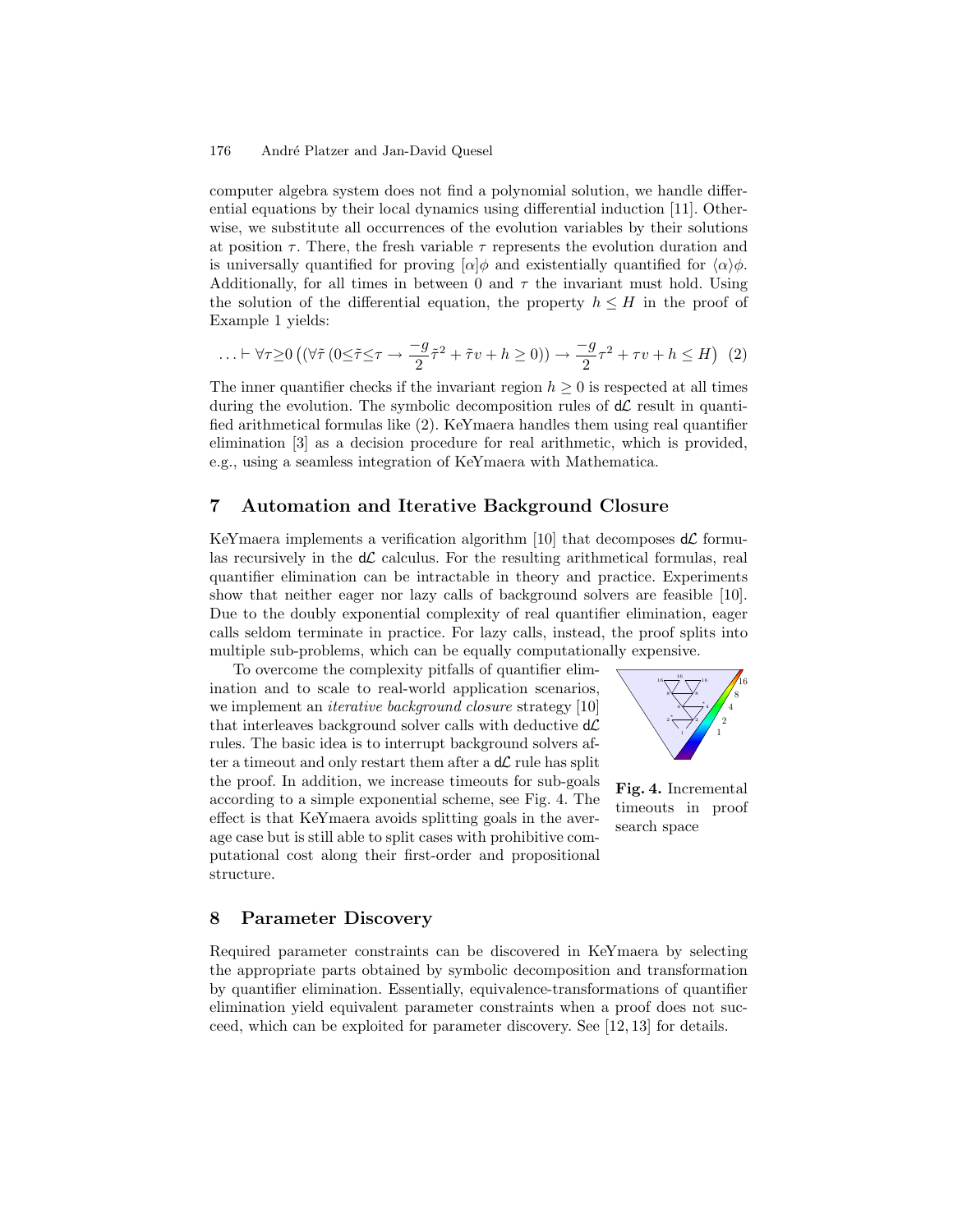computer algebra system does not find a polynomial solution, we handle differential equations by their local dynamics using differential induction [11]. Otherwise, we substitute all occurrences of the evolution variables by their solutions at position $\tau$. There, the fresh variable $\tau$ represents the evolution duration and is universally quantified for proving $[\alpha]\phi$ and existentially quantified for $\langle\alpha\rangle\phi$. Additionally, for all times in between 0 and $\tau$ the invariant must hold. Using the solution of the differential equation, the property $h \leq H$ in the proof of Example 1 yields:

$$\ldots \vdash \forall\tau{\geq}0\left(\left(\forall\tilde{\tau}\,(0{\leq}\tilde{\tau}{\leq}\tau \rightarrow \frac{-g}{2}\tilde{\tau}^2 + \tilde{\tau}v + h \geq 0)\right) \rightarrow \frac{-g}{2}\tau^2 + \tau v + h \leq H\right) \quad (2)$$

The inner quantifier checks if the invariant region $h \geq 0$ is respected at all times during the evolution. The symbolic decomposition rules of $\mathsf{d}\mathcal{L}$ result in quantified arithmetical formulas like (2). KeYmaera handles them using real quantifier elimination [3] as a decision procedure for real arithmetic, which is provided, e.g., using a seamless integration of KeYmaera with Mathematica.

## 7 Automation and Iterative Background Closure

KeYmaera implements a verification algorithm [10] that decomposes $\mathsf{d}\mathcal{L}$ formulas recursively in the $\mathsf{d}\mathcal{L}$ calculus. For the resulting arithmetical formulas, real quantifier elimination can be intractable in theory and practice. Experiments show that neither eager nor lazy calls of background solvers are feasible [10]. Due to the doubly exponential complexity of real quantifier elimination, eager calls seldom terminate in practice. For lazy calls, instead, the proof splits into multiple sub-problems, which can be equally computationally expensive.

To overcome the complexity pitfalls of quantifier elimination and to scale to real-world application scenarios, we implement an *iterative background closure* strategy [10] that interleaves background solver calls with deductive $\mathsf{d}\mathcal{L}$ rules. The basic idea is to interrupt background solvers after a timeout and only restart them after a $\mathsf{d}\mathcal{L}$ rule has split the proof. In addition, we increase timeouts for sub-goals according to a simple exponential scheme, see Fig. 4. The effect is that KeYmaera avoids splitting goals in the average case but is still able to split cases with prohibitive computational cost along their first-order and propositional structure.

**Fig. 4.** Incremental timeouts in proof search space

## 8 Parameter Discovery

Required parameter constraints can be discovered in KeYmaera by selecting the appropriate parts obtained by symbolic decomposition and transformation by quantifier elimination. Essentially, equivalence-transformations of quantifier elimination yield equivalent parameter constraints when a proof does not succeed, which can be exploited for parameter discovery. See [12, 13] for details.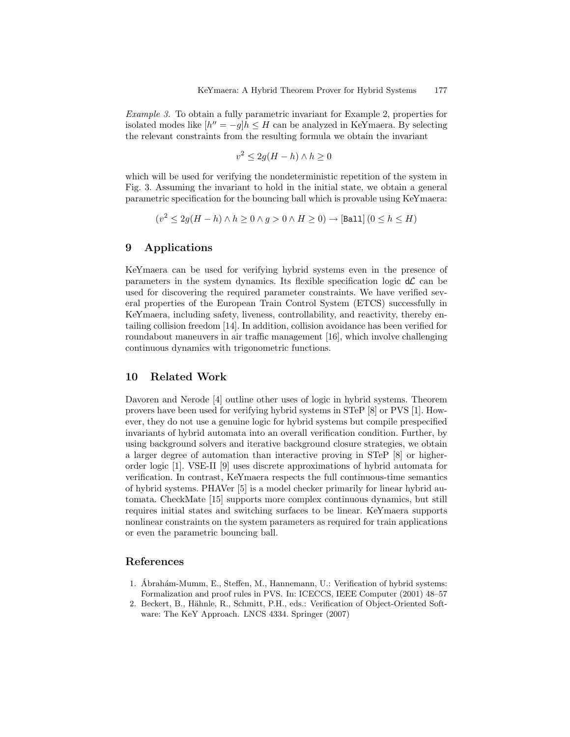*Example 3.* To obtain a fully parametric invariant for Example 2, properties for isolated modes like $[h'' = -g]h \leq H$ can be analyzed in KeYmaera. By selecting the relevant constraints from the resulting formula we obtain the invariant

$$v^2 \leq 2g(H - h) \land h \geq 0$$

which will be used for verifying the nondeterministic repetition of the system in Fig. 3. Assuming the invariant to hold in the initial state, we obtain a general parametric specification for the bouncing ball which is provable using KeYmaera:

$$(v^2 \leq 2g(H - h) \land h \geq 0 \land g > 0 \land H \geq 0) \rightarrow [\texttt{Ball}]\,(0 \leq h \leq H)$$

## 9 Applications

KeYmaera can be used for verifying hybrid systems even in the presence of parameters in the system dynamics. Its flexible specification logic $\mathsf{d}\mathcal{L}$ can be used for discovering the required parameter constraints. We have verified several properties of the European Train Control System (ETCS) successfully in KeYmaera, including safety, liveness, controllability, and reactivity, thereby entailing collision freedom [14]. In addition, collision avoidance has been verified for roundabout maneuvers in air traffic management [16], which involve challenging continuous dynamics with trigonometric functions.

## 10 Related Work

Davoren and Nerode [4] outline other uses of logic in hybrid systems. Theorem provers have been used for verifying hybrid systems in STeP [8] or PVS [1]. However, they do not use a genuine logic for hybrid systems but compile prespecified invariants of hybrid automata into an overall verification condition. Further, by using background solvers and iterative background closure strategies, we obtain a larger degree of automation than interactive proving in STeP [8] or higher-order logic [1]. VSE-II [9] uses discrete approximations of hybrid automata for verification. In contrast, KeYmaera respects the full continuous-time semantics of hybrid systems. PHAVer [5] is a model checker primarily for linear hybrid automata. CheckMate [15] supports more complex continuous dynamics, but still requires initial states and switching surfaces to be linear. KeYmaera supports nonlinear constraints on the system parameters as required for train applications or even the parametric bouncing ball.

## References

1. Ábrahám-Mumm, E., Steffen, M., Hannemann, U.: Verification of hybrid systems: Formalization and proof rules in PVS. In: ICECCS, IEEE Computer (2001) 48–57
2. Beckert, B., Hähnle, R., Schmitt, P.H., eds.: Verification of Object-Oriented Software: The KeY Approach. LNCS 4334. Springer (2007)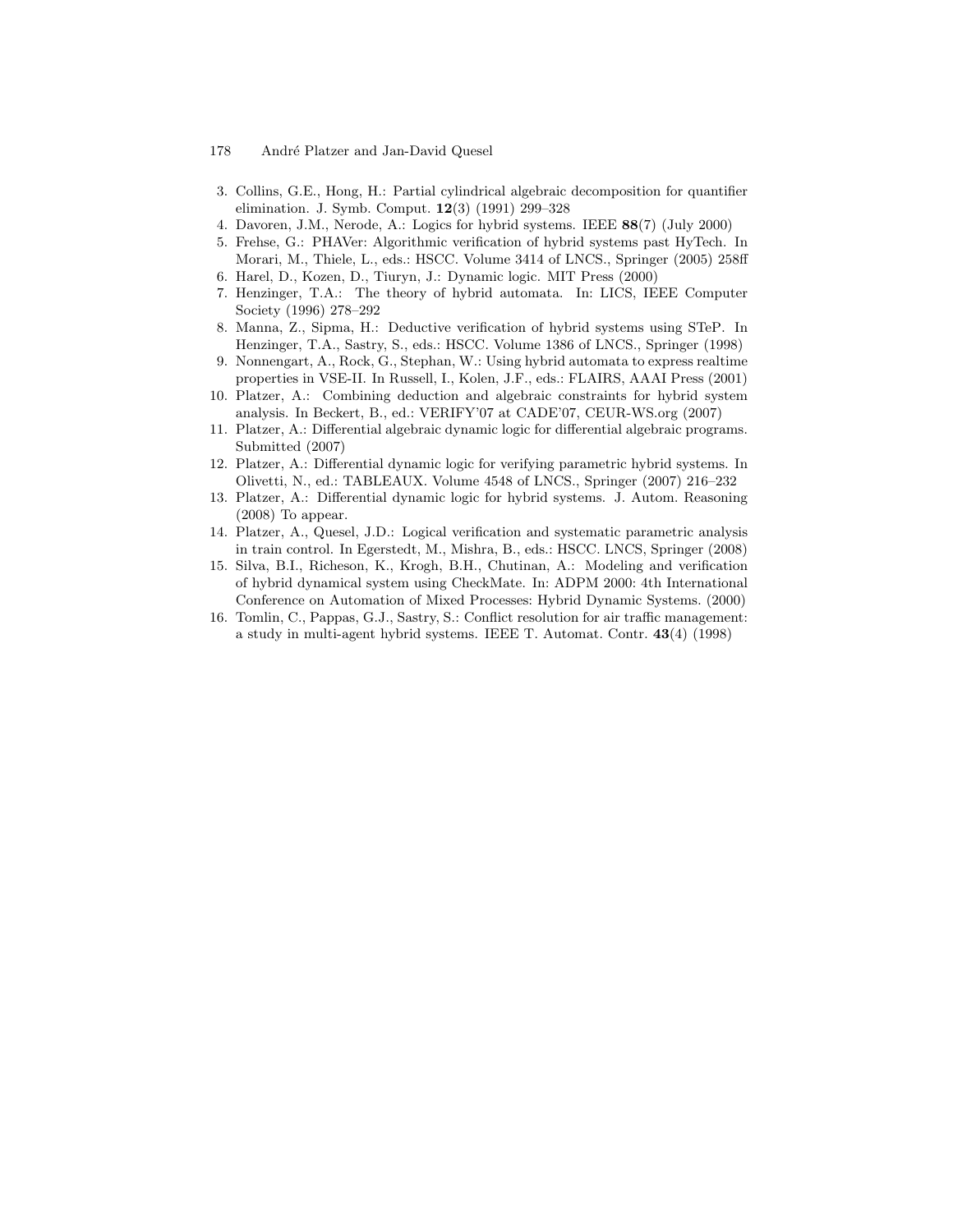3. Collins, G.E., Hong, H.: Partial cylindrical algebraic decomposition for quantifier elimination. J. Symb. Comput. **12**(3) (1991) 299–328
4. Davoren, J.M., Nerode, A.: Logics for hybrid systems. IEEE **88**(7) (July 2000)
5. Frehse, G.: PHAVer: Algorithmic verification of hybrid systems past HyTech. In Morari, M., Thiele, L., eds.: HSCC. Volume 3414 of LNCS., Springer (2005) 258ff
6. Harel, D., Kozen, D., Tiuryn, J.: Dynamic logic. MIT Press (2000)
7. Henzinger, T.A.: The theory of hybrid automata. In: LICS, IEEE Computer Society (1996) 278–292
8. Manna, Z., Sipma, H.: Deductive verification of hybrid systems using STeP. In Henzinger, T.A., Sastry, S., eds.: HSCC. Volume 1386 of LNCS., Springer (1998)
9. Nonnengart, A., Rock, G., Stephan, W.: Using hybrid automata to express realtime properties in VSE-II. In Russell, I., Kolen, J.F., eds.: FLAIRS, AAAI Press (2001)
10. Platzer, A.: Combining deduction and algebraic constraints for hybrid system analysis. In Beckert, B., ed.: VERIFY'07 at CADE'07, CEUR-WS.org (2007)
11. Platzer, A.: Differential algebraic dynamic logic for differential algebraic programs. Submitted (2007)
12. Platzer, A.: Differential dynamic logic for verifying parametric hybrid systems. In Olivetti, N., ed.: TABLEAUX. Volume 4548 of LNCS., Springer (2007) 216–232
13. Platzer, A.: Differential dynamic logic for hybrid systems. J. Autom. Reasoning (2008) To appear.
14. Platzer, A., Quesel, J.D.: Logical verification and systematic parametric analysis in train control. In Egerstedt, M., Mishra, B., eds.: HSCC. LNCS, Springer (2008)
15. Silva, B.I., Richeson, K., Krogh, B.H., Chutinan, A.: Modeling and verification of hybrid dynamical system using CheckMate. In: ADPM 2000: 4th International Conference on Automation of Mixed Processes: Hybrid Dynamic Systems. (2000)
16. Tomlin, C., Pappas, G.J., Sastry, S.: Conflict resolution for air traffic management: a study in multi-agent hybrid systems. IEEE T. Automat. Contr. **43**(4) (1998)